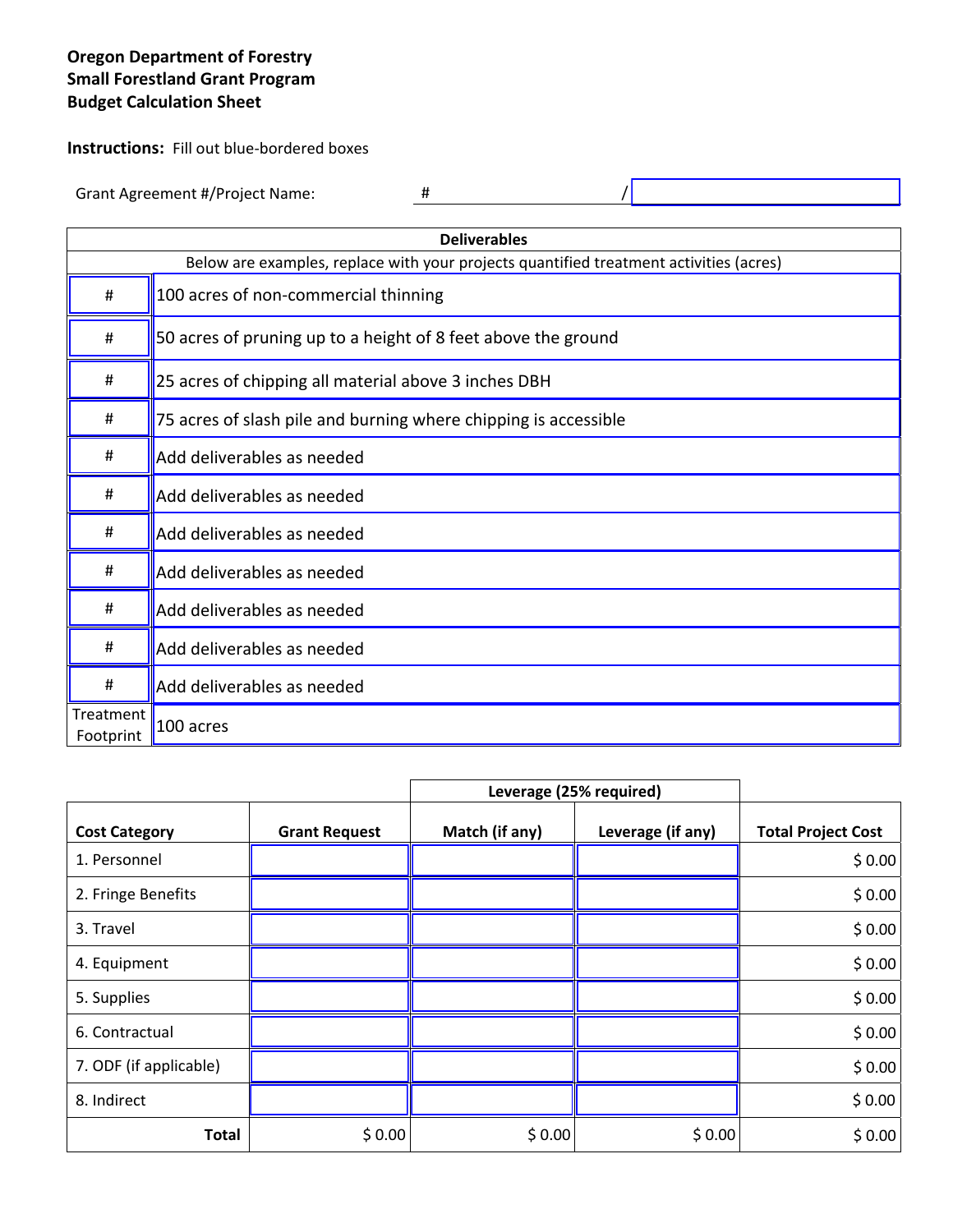**Oregon Department of Forestry**
**Small Forestland Grant Program**
**Budget Calculation Sheet**

**Instructions:** Fill out blue-bordered boxes

Grant Agreement #/Project Name: # /

| Deliverables | |
|---|---|
| Below are examples, replace with your projects quantified treatment activities (acres) | |
| # | 100 acres of non-commercial thinning |
| # | 50 acres of pruning up to a height of 8 feet above the ground |
| # | 25 acres of chipping all material above 3 inches DBH |
| # | 75 acres of slash pile and burning where chipping is accessible |
| # | Add deliverables as needed |
| # | Add deliverables as needed |
| # | Add deliverables as needed |
| # | Add deliverables as needed |
| # | Add deliverables as needed |
| # | Add deliverables as needed |
| # | Add deliverables as needed |
| Treatment Footprint | 100 acres |

| | | Leverage (25% required) | | |
|---|---|---|---|---|
| **Cost Category** | **Grant Request** | **Match (if any)** | **Leverage (if any)** | **Total Project Cost** |
| 1. Personnel | | | | $ 0.00 |
| 2. Fringe Benefits | | | | $ 0.00 |
| 3. Travel | | | | $ 0.00 |
| 4. Equipment | | | | $ 0.00 |
| 5. Supplies | | | | $ 0.00 |
| 6. Contractual | | | | $ 0.00 |
| 7. ODF (if applicable) | | | | $ 0.00 |
| 8. Indirect | | | | $ 0.00 |
| **Total** | $ 0.00 | $ 0.00 | $ 0.00 | $ 0.00 |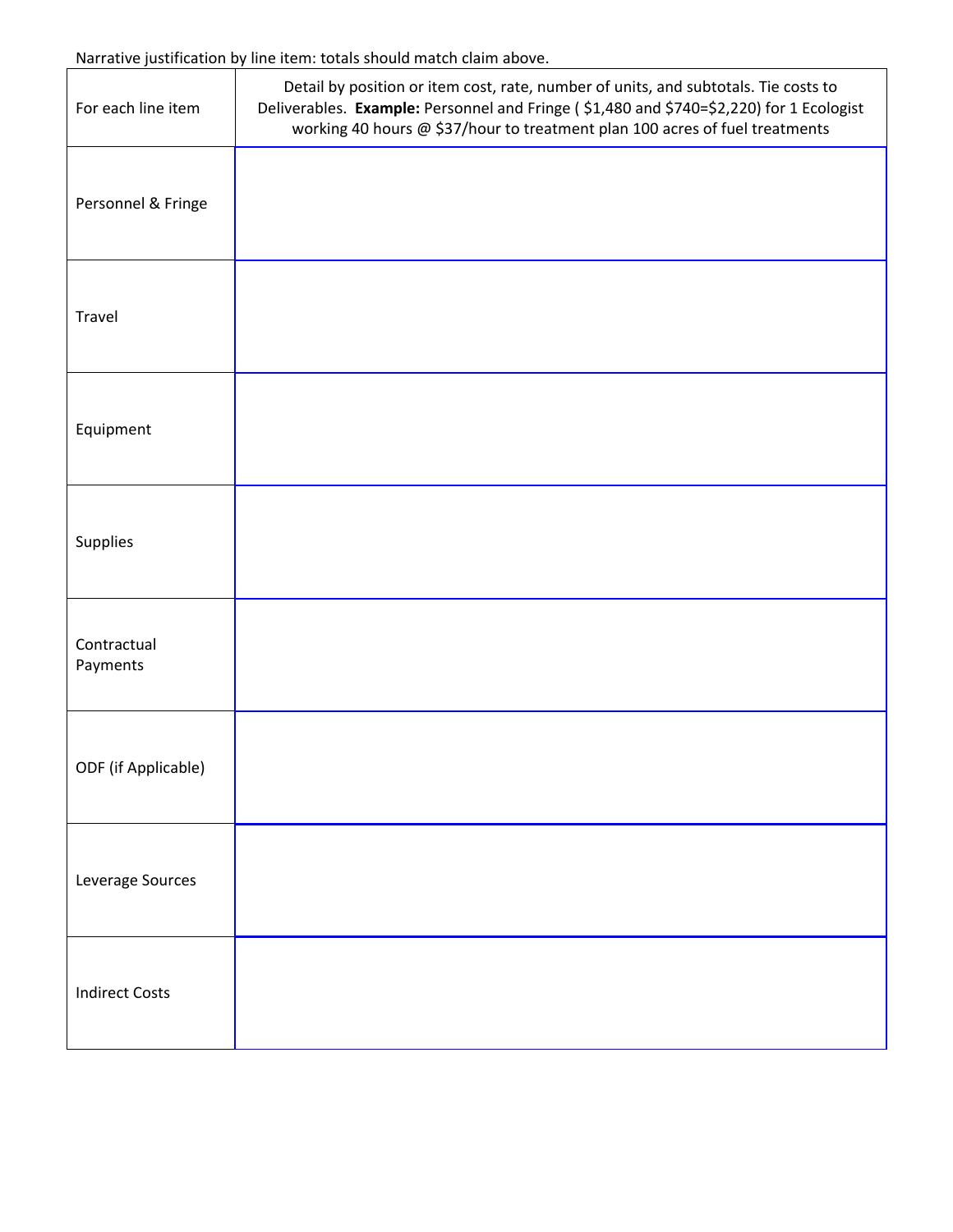Narrative justification by line item: totals should match claim above.

| For each line item | Detail by position or item cost, rate, number of units, and subtotals. Tie costs to Deliverables. **Example:** Personnel and Fringe ( $1,480 and $740=$2,220) for 1 Ecologist working 40 hours @ $37/hour to treatment plan 100 acres of fuel treatments |
|---|---|
| Personnel & Fringe | |
| Travel | |
| Equipment | |
| Supplies | |
| Contractual Payments | |
| ODF (if Applicable) | |
| Leverage Sources | |
| Indirect Costs | |